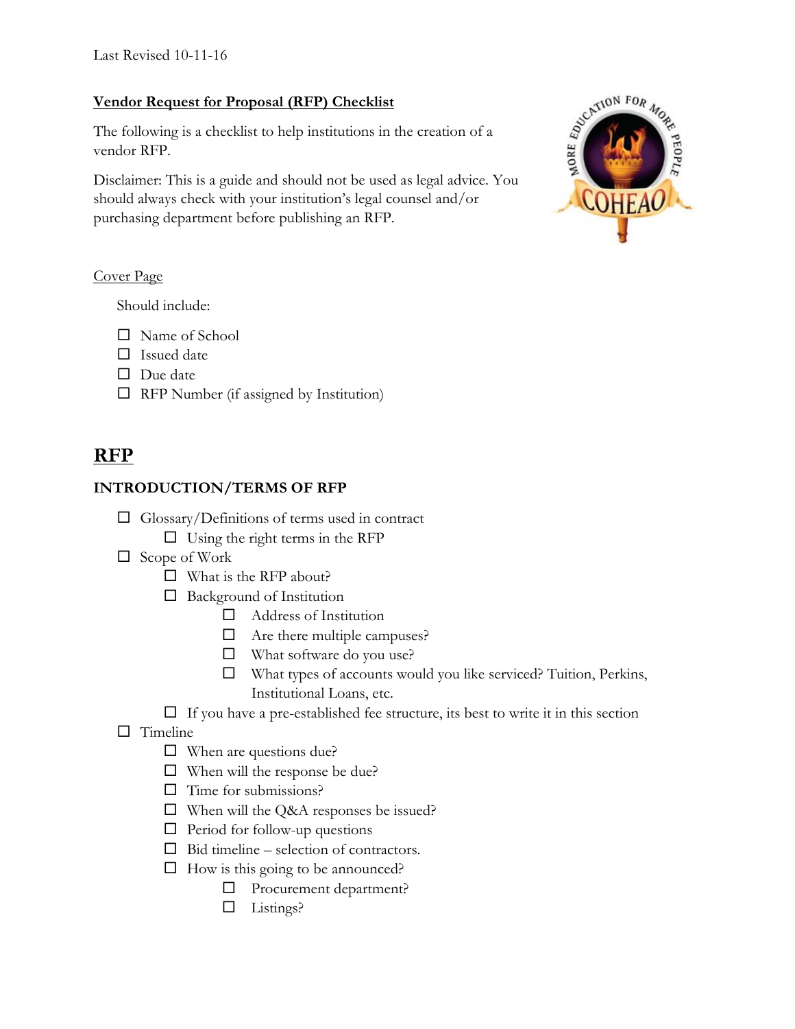Last Revised 10-11-16

**Vendor Request for Proposal (RFP) Checklist**

The following is a checklist to help institutions in the creation of a vendor RFP.

Disclaimer: This is a guide and should not be used as legal advice. You should always check with your institution's legal counsel and/or purchasing department before publishing an RFP.

Cover Page

Should include:

- ☐ Name of School
- ☐ Issued date
- ☐ Due date
- ☐ RFP Number (if assigned by Institution)

# RFP

## INTRODUCTION/TERMS OF RFP

- ☐ Glossary/Definitions of terms used in contract
  - ☐ Using the right terms in the RFP
- ☐ Scope of Work
  - ☐ What is the RFP about?
  - ☐ Background of Institution
    - ☐ Address of Institution
    - ☐ Are there multiple campuses?
    - ☐ What software do you use?
    - ☐ What types of accounts would you like serviced? Tuition, Perkins, Institutional Loans, etc.
  - ☐ If you have a pre-established fee structure, its best to write it in this section
- ☐ Timeline
  - ☐ When are questions due?
  - ☐ When will the response be due?
  - ☐ Time for submissions?
  - ☐ When will the Q&A responses be issued?
  - ☐ Period for follow-up questions
  - ☐ Bid timeline – selection of contractors.
  - ☐ How is this going to be announced?
    - ☐ Procurement department?
    - ☐ Listings?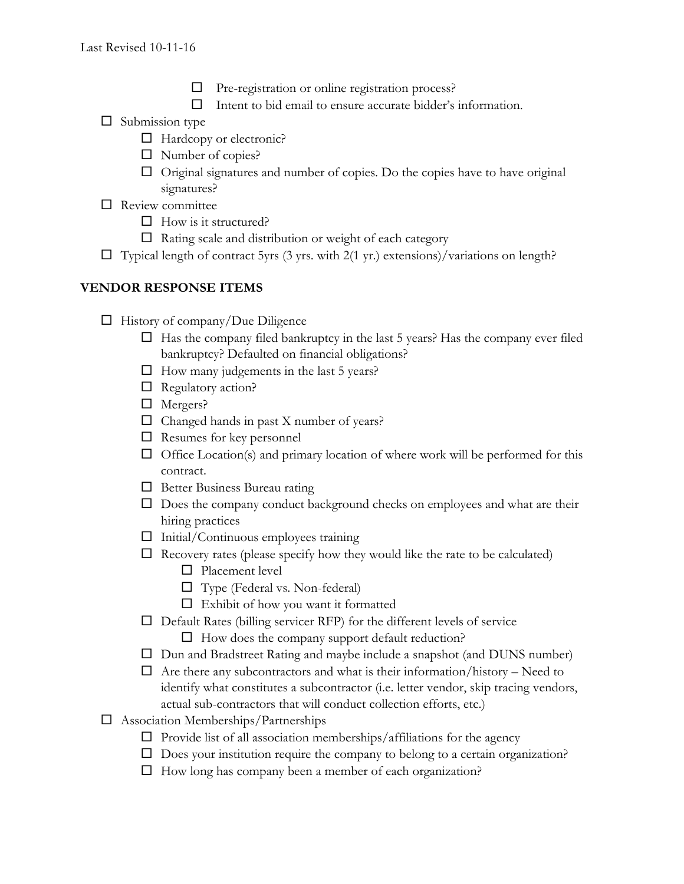- ☐ Pre-registration or online registration process?
- ☐ Intent to bid email to ensure accurate bidder's information.

- ☐ Submission type
  - ☐ Hardcopy or electronic?
  - ☐ Number of copies?
  - ☐ Original signatures and number of copies. Do the copies have to have original signatures?
- ☐ Review committee
  - ☐ How is it structured?
  - ☐ Rating scale and distribution or weight of each category
- ☐ Typical length of contract 5yrs (3 yrs. with 2(1 yr.) extensions)/variations on length?

## VENDOR RESPONSE ITEMS

- ☐ History of company/Due Diligence
  - ☐ Has the company filed bankruptcy in the last 5 years? Has the company ever filed bankruptcy? Defaulted on financial obligations?
  - ☐ How many judgements in the last 5 years?
  - ☐ Regulatory action?
  - ☐ Mergers?
  - ☐ Changed hands in past X number of years?
  - ☐ Resumes for key personnel
  - ☐ Office Location(s) and primary location of where work will be performed for this contract.
  - ☐ Better Business Bureau rating
  - ☐ Does the company conduct background checks on employees and what are their hiring practices
  - ☐ Initial/Continuous employees training
  - ☐ Recovery rates (please specify how they would like the rate to be calculated)
    - ☐ Placement level
    - ☐ Type (Federal vs. Non-federal)
    - ☐ Exhibit of how you want it formatted
  - ☐ Default Rates (billing servicer RFP) for the different levels of service
    - ☐ How does the company support default reduction?
  - ☐ Dun and Bradstreet Rating and maybe include a snapshot (and DUNS number)
  - ☐ Are there any subcontractors and what is their information/history – Need to identify what constitutes a subcontractor (i.e. letter vendor, skip tracing vendors, actual sub-contractors that will conduct collection efforts, etc.)
- ☐ Association Memberships/Partnerships
  - ☐ Provide list of all association memberships/affiliations for the agency
  - ☐ Does your institution require the company to belong to a certain organization?
  - ☐ How long has company been a member of each organization?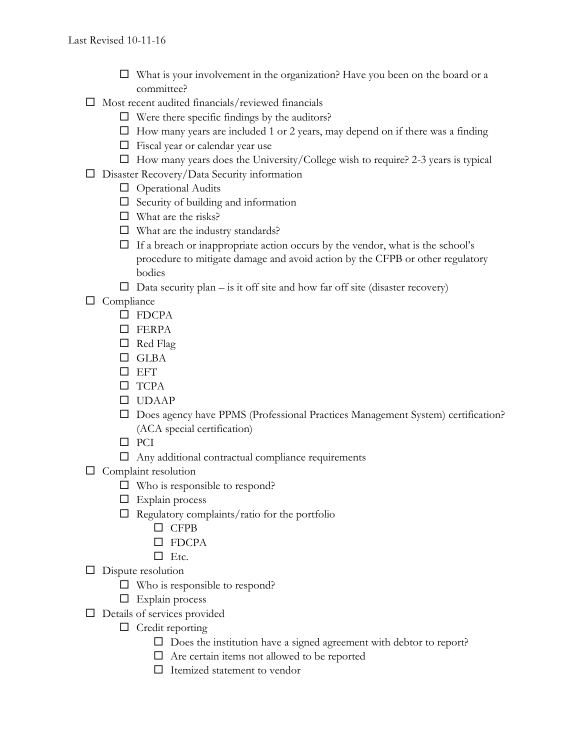- [ ] What is your involvement in the organization? Have you been on the board or a committee?

- [ ] Most recent audited financials/reviewed financials
  - [ ] Were there specific findings by the auditors?
  - [ ] How many years are included 1 or 2 years, may depend on if there was a finding
  - [ ] Fiscal year or calendar year use
  - [ ] How many years does the University/College wish to require? 2-3 years is typical
- [ ] Disaster Recovery/Data Security information
  - [ ] Operational Audits
  - [ ] Security of building and information
  - [ ] What are the risks?
  - [ ] What are the industry standards?
  - [ ] If a breach or inappropriate action occurs by the vendor, what is the school's procedure to mitigate damage and avoid action by the CFPB or other regulatory bodies
  - [ ] Data security plan – is it off site and how far off site (disaster recovery)
- [ ] Compliance
  - [ ] FDCPA
  - [ ] FERPA
  - [ ] Red Flag
  - [ ] GLBA
  - [ ] EFT
  - [ ] TCPA
  - [ ] UDAAP
  - [ ] Does agency have PPMS (Professional Practices Management System) certification? (ACA special certification)
  - [ ] PCI
  - [ ] Any additional contractual compliance requirements
- [ ] Complaint resolution
  - [ ] Who is responsible to respond?
  - [ ] Explain process
  - [ ] Regulatory complaints/ratio for the portfolio
    - [ ] CFPB
    - [ ] FDCPA
    - [ ] Etc.
- [ ] Dispute resolution
  - [ ] Who is responsible to respond?
  - [ ] Explain process
- [ ] Details of services provided
  - [ ] Credit reporting
    - [ ] Does the institution have a signed agreement with debtor to report?
    - [ ] Are certain items not allowed to be reported
    - [ ] Itemized statement to vendor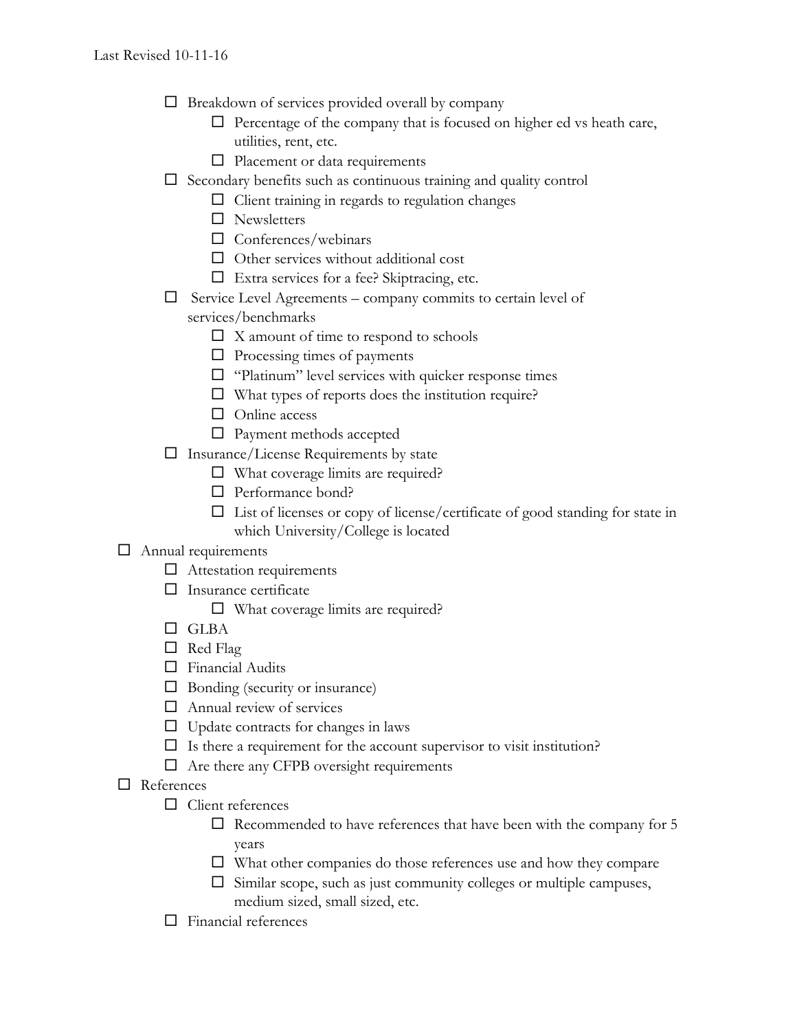- [ ] Breakdown of services provided overall by company
    - [ ] Percentage of the company that is focused on higher ed vs heath care, utilities, rent, etc.
    - [ ] Placement or data requirements
- [ ] Secondary benefits such as continuous training and quality control
    - [ ] Client training in regards to regulation changes
    - [ ] Newsletters
    - [ ] Conferences/webinars
    - [ ] Other services without additional cost
    - [ ] Extra services for a fee? Skiptracing, etc.
- [ ] Service Level Agreements – company commits to certain level of services/benchmarks
    - [ ] X amount of time to respond to schools
    - [ ] Processing times of payments
    - [ ] "Platinum" level services with quicker response times
    - [ ] What types of reports does the institution require?
    - [ ] Online access
    - [ ] Payment methods accepted
- [ ] Insurance/License Requirements by state
    - [ ] What coverage limits are required?
    - [ ] Performance bond?
    - [ ] List of licenses or copy of license/certificate of good standing for state in which University/College is located

- [ ] Annual requirements
    - [ ] Attestation requirements
    - [ ] Insurance certificate
        - [ ] What coverage limits are required?
    - [ ] GLBA
    - [ ] Red Flag
    - [ ] Financial Audits
    - [ ] Bonding (security or insurance)
    - [ ] Annual review of services
    - [ ] Update contracts for changes in laws
    - [ ] Is there a requirement for the account supervisor to visit institution?
    - [ ] Are there any CFPB oversight requirements
- [ ] References
    - [ ] Client references
        - [ ] Recommended to have references that have been with the company for 5 years
        - [ ] What other companies do those references use and how they compare
        - [ ] Similar scope, such as just community colleges or multiple campuses, medium sized, small sized, etc.
    - [ ] Financial references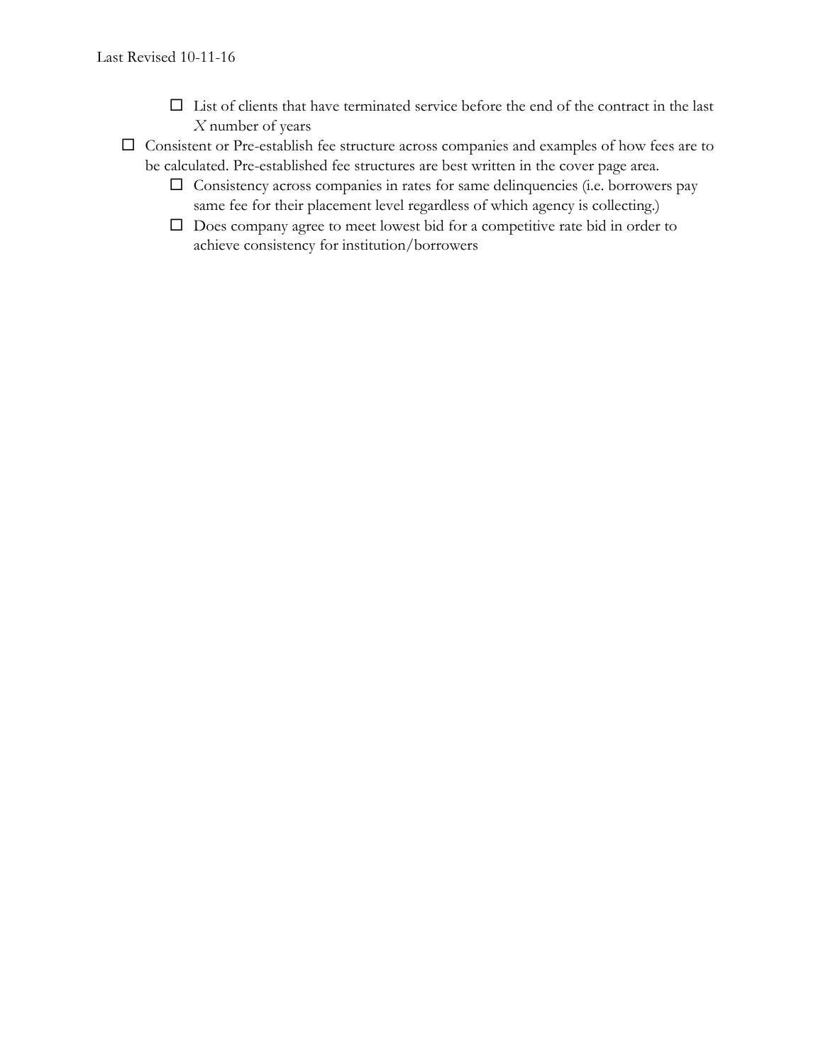- [ ] List of clients that have terminated service before the end of the contract in the last *X* number of years
- [ ] Consistent or Pre-establish fee structure across companies and examples of how fees are to be calculated. Pre-established fee structures are best written in the cover page area.
    - [ ] Consistency across companies in rates for same delinquencies (i.e. borrowers pay same fee for their placement level regardless of which agency is collecting.)
    - [ ] Does company agree to meet lowest bid for a competitive rate bid in order to achieve consistency for institution/borrowers